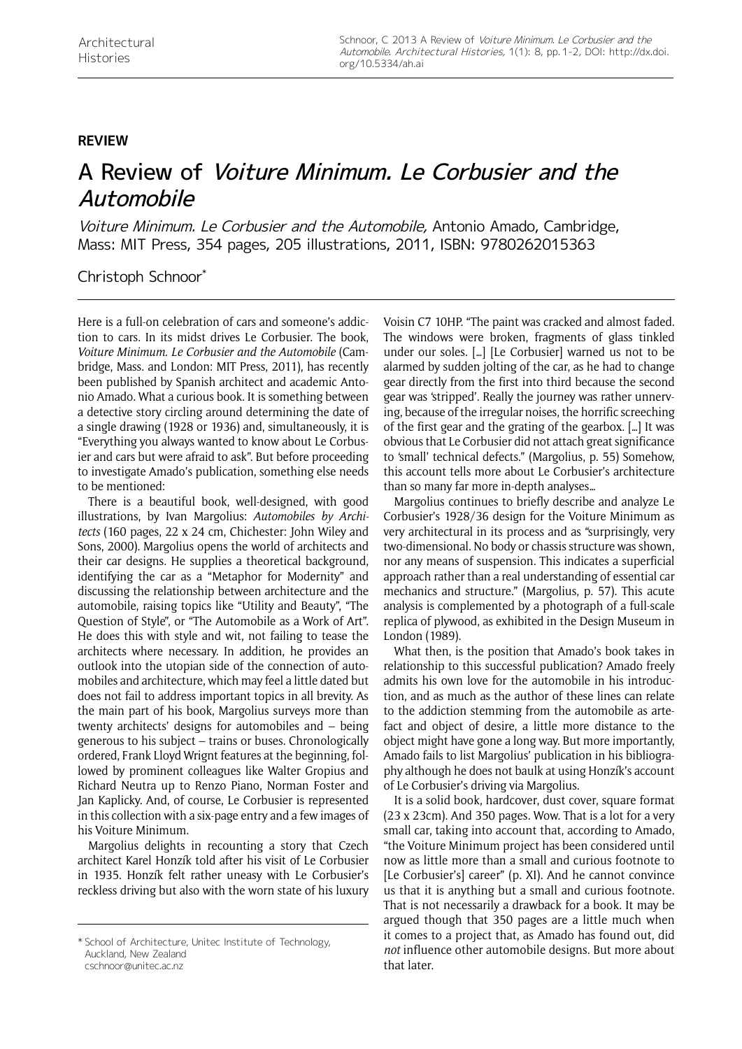**REVIEW**

# A Review of *Voiture Minimum. Le Corbusier and the Automobile*

*Voiture Minimum. Le Corbusier and the Automobile,* Antonio Amado, Cambridge, Mass: MIT Press, 354 pages, 205 illustrations, 2011, ISBN: 9780262015363

Christoph Schnoor*

Here is a full-on celebration of cars and someone's addiction to cars. In its midst drives Le Corbusier. The book, *Voiture Minimum. Le Corbusier and the Automobile* (Cambridge, Mass. and London: MIT Press, 2011), has recently been published by Spanish architect and academic Antonio Amado. What a curious book. It is something between a detective story circling around determining the date of a single drawing (1928 or 1936) and, simultaneously, it is "Everything you always wanted to know about Le Corbusier and cars but were afraid to ask". But before proceeding to investigate Amado's publication, something else needs to be mentioned:

There is a beautiful book, well-designed, with good illustrations, by Ivan Margolius: *Automobiles by Architects* (160 pages, 22 x 24 cm, Chichester: John Wiley and Sons, 2000). Margolius opens the world of architects and their car designs. He supplies a theoretical background, identifying the car as a "Metaphor for Modernity" and discussing the relationship between architecture and the automobile, raising topics like "Utility and Beauty", "The Question of Style", or "The Automobile as a Work of Art". He does this with style and wit, not failing to tease the architects where necessary. In addition, he provides an outlook into the utopian side of the connection of automobiles and architecture, which may feel a little dated but does not fail to address important topics in all brevity. As the main part of his book, Margolius surveys more than twenty architects' designs for automobiles and – being generous to his subject – trains or buses. Chronologically ordered, Frank Lloyd Wright features at the beginning, followed by prominent colleagues like Walter Gropius and Richard Neutra up to Renzo Piano, Norman Foster and Jan Kaplicky. And, of course, Le Corbusier is represented in this collection with a six-page entry and a few images of his Voiture Minimum.

Margolius delights in recounting a story that Czech architect Karel Honzík told after his visit of Le Corbusier in 1935. Honzík felt rather uneasy with Le Corbusier's reckless driving but also with the worn state of his luxury Voisin C7 10HP. "The paint was cracked and almost faded. The windows were broken, fragments of glass tinkled under our soles. [...] [Le Corbusier] warned us not to be alarmed by sudden jolting of the car, as he had to change gear directly from the first into third because the second gear was 'stripped'. Really the journey was rather unnerving, because of the irregular noises, the horrific screeching of the first gear and the grating of the gearbox. [...] It was obvious that Le Corbusier did not attach great significance to 'small' technical defects." (Margolius, p. 55) Somehow, this account tells more about Le Corbusier's architecture than so many far more in-depth analyses...

Margolius continues to briefly describe and analyze Le Corbusier's 1928/36 design for the Voiture Minimum as very architectural in its process and as "surprisingly, very two-dimensional. No body or chassis structure was shown, nor any means of suspension. This indicates a superficial approach rather than a real understanding of essential car mechanics and structure." (Margolius, p. 57). This acute analysis is complemented by a photograph of a full-scale replica of plywood, as exhibited in the Design Museum in London (1989).

What then, is the position that Amado's book takes in relationship to this successful publication? Amado freely admits his own love for the automobile in his introduction, and as much as the author of these lines can relate to the addiction stemming from the automobile as artefact and object of desire, a little more distance to the object might have gone a long way. But more importantly, Amado fails to list Margolius' publication in his bibliography although he does not baulk at using Honzík's account of Le Corbusier's driving via Margolius.

It is a solid book, hardcover, dust cover, square format (23 x 23cm). And 350 pages. Wow. That is a lot for a very small car, taking into account that, according to Amado, "the Voiture Minimum project has been considered until now as little more than a small and curious footnote to [Le Corbusier's] career" (p. XI). And he cannot convince us that it is anything but a small and curious footnote. That is not necessarily a drawback for a book. It may be argued though that 350 pages are a little much when it comes to a project that, as Amado has found out, did *not* influence other automobile designs. But more about that later.

\* School of Architecture, Unitec Institute of Technology, Auckland, New Zealand
cschnoor@unitec.ac.nz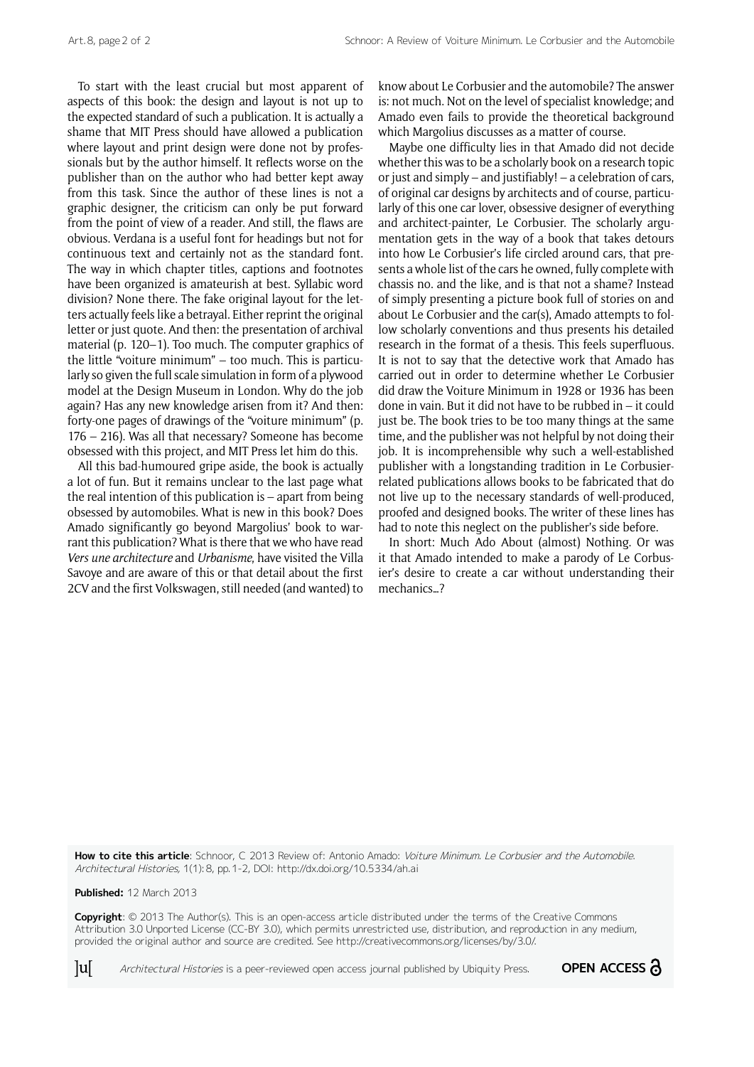To start with the least crucial but most apparent of aspects of this book: the design and layout is not up to the expected standard of such a publication. It is actually a shame that MIT Press should have allowed a publication where layout and print design were done not by professionals but by the author himself. It reflects worse on the publisher than on the author who had better kept away from this task. Since the author of these lines is not a graphic designer, the criticism can only be put forward from the point of view of a reader. And still, the flaws are obvious. Verdana is a useful font for headings but not for continuous text and certainly not as the standard font. The way in which chapter titles, captions and footnotes have been organized is amateurish at best. Syllabic word division? None there. The fake original layout for the letters actually feels like a betrayal. Either reprint the original letter or just quote. And then: the presentation of archival material (p. 120–1). Too much. The computer graphics of the little "voiture minimum" – too much. This is particularly so given the full scale simulation in form of a plywood model at the Design Museum in London. Why do the job again? Has any new knowledge arisen from it? And then: forty-one pages of drawings of the "voiture minimum" (p. 176 – 216). Was all that necessary? Someone has become obsessed with this project, and MIT Press let him do this.

All this bad-humoured gripe aside, the book is actually a lot of fun. But it remains unclear to the last page what the real intention of this publication is – apart from being obsessed by automobiles. What is new in this book? Does Amado significantly go beyond Margolius' book to warrant this publication? What is there that we who have read *Vers une architecture* and *Urbanisme*, have visited the Villa Savoye and are aware of this or that detail about the first 2CV and the first Volkswagen, still needed (and wanted) to know about Le Corbusier and the automobile? The answer is: not much. Not on the level of specialist knowledge; and Amado even fails to provide the theoretical background which Margolius discusses as a matter of course.

Maybe one difficulty lies in that Amado did not decide whether this was to be a scholarly book on a research topic or just and simply – and justifiably! – a celebration of cars, of original car designs by architects and of course, particularly of this one car lover, obsessive designer of everything and architect-painter, Le Corbusier. The scholarly argumentation gets in the way of a book that takes detours into how Le Corbusier's life circled around cars, that presents a whole list of the cars he owned, fully complete with chassis no. and the like, and is that not a shame? Instead of simply presenting a picture book full of stories on and about Le Corbusier and the car(s), Amado attempts to follow scholarly conventions and thus presents his detailed research in the format of a thesis. This feels superfluous. It is not to say that the detective work that Amado has carried out in order to determine whether Le Corbusier did draw the Voiture Minimum in 1928 or 1936 has been done in vain. But it did not have to be rubbed in – it could just be. The book tries to be too many things at the same time, and the publisher was not helpful by not doing their job. It is incomprehensible why such a well-established publisher with a longstanding tradition in Le Corbusier-related publications allows books to be fabricated that do not live up to the necessary standards of well-produced, proofed and designed books. The writer of these lines has had to note this neglect on the publisher's side before.

In short: Much Ado About (almost) Nothing. Or was it that Amado intended to make a parody of Le Corbusier's desire to create a car without understanding their mechanics...?

**How to cite this article**: Schnoor, C 2013 Review of: Antonio Amado: *Voiture Minimum. Le Corbusier and the Automobile*. *Architectural Histories*, 1(1): 8, pp. 1-2, DOI: http://dx.doi.org/10.5334/ah.ai

**Published:** 12 March 2013

**Copyright**: © 2013 The Author(s). This is an open-access article distributed under the terms of the Creative Commons Attribution 3.0 Unported License (CC-BY 3.0), which permits unrestricted use, distribution, and reproduction in any medium, provided the original author and source are credited. See http://creativecommons.org/licenses/by/3.0/.

*Architectural Histories* is a peer-reviewed open access journal published by Ubiquity Press. **OPEN ACCESS**